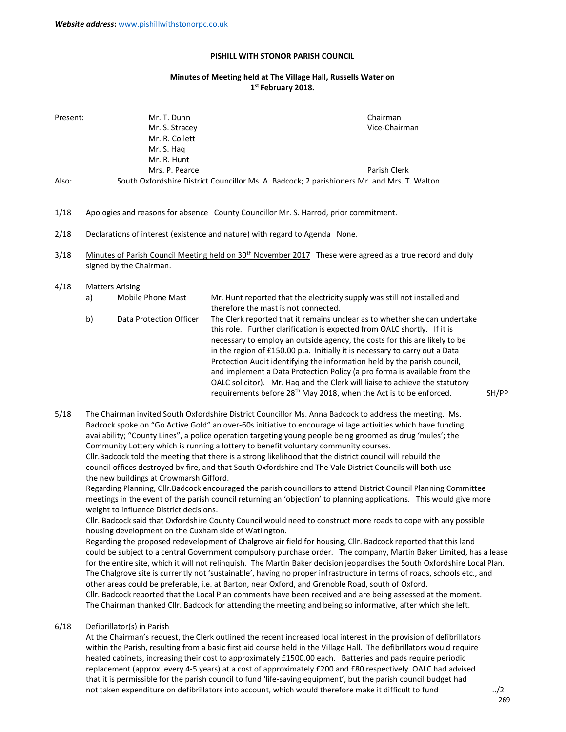***Website address*:** www.pishillwithstonorpc.co.uk

**PISHILL WITH STONOR PARISH COUNCIL**

**Minutes of Meeting held at The Village Hall, Russells Water on 1st February 2018.**

| | | |
|---|---|---|
| Present: | Mr. T. Dunn | Chairman |
| | Mr. S. Stracey | Vice-Chairman |
| | Mr. R. Collett | |
| | Mr. S. Haq | |
| | Mr. R. Hunt | |
| | Mrs. P. Pearce | Parish Clerk |

Also: South Oxfordshire District Councillor Ms. A. Badcock; 2 parishioners Mr. and Mrs. T. Walton

1/18 Apologies and reasons for absence County Councillor Mr. S. Harrod, prior commitment.

2/18 Declarations of interest (existence and nature) with regard to Agenda None.

3/18 Minutes of Parish Council Meeting held on 30th November 2017 These were agreed as a true record and duly signed by the Chairman.

4/18 Matters Arising

a) Mobile Phone Mast — Mr. Hunt reported that the electricity supply was still not installed and therefore the mast is not connected.

b) Data Protection Officer — The Clerk reported that it remains unclear as to whether she can undertake this role. Further clarification is expected from OALC shortly. If it is necessary to employ an outside agency, the costs for this are likely to be in the region of £150.00 p.a. Initially it is necessary to carry out a Data Protection Audit identifying the information held by the parish council, and implement a Data Protection Policy (a pro forma is available from the OALC solicitor). Mr. Haq and the Clerk will liaise to achieve the statutory requirements before 28th May 2018, when the Act is to be enforced. **SH/PP**

5/18 The Chairman invited South Oxfordshire District Councillor Ms. Anna Badcock to address the meeting. Ms. Badcock spoke on "Go Active Gold" an over-60s initiative to encourage village activities which have funding availability; "County Lines", a police operation targeting young people being groomed as drug 'mules'; the Community Lottery which is running a lottery to benefit voluntary community courses.

Cllr.Badcock told the meeting that there is a strong likelihood that the district council will rebuild the council offices destroyed by fire, and that South Oxfordshire and The Vale District Councils will both use the new buildings at Crowmarsh Gifford.

Regarding Planning, Cllr.Badcock encouraged the parish councillors to attend District Council Planning Committee meetings in the event of the parish council returning an 'objection' to planning applications. This would give more weight to influence District decisions.

Cllr. Badcock said that Oxfordshire County Council would need to construct more roads to cope with any possible housing development on the Cuxham side of Watlington.

Regarding the proposed redevelopment of Chalgrove air field for housing, Cllr. Badcock reported that this land could be subject to a central Government compulsory purchase order. The company, Martin Baker Limited, has a lease for the entire site, which it will not relinquish. The Martin Baker decision jeopardises the South Oxfordshire Local Plan. The Chalgrove site is currently not 'sustainable', having no proper infrastructure in terms of roads, schools etc., and other areas could be preferable, i.e. at Barton, near Oxford, and Grenoble Road, south of Oxford.

Cllr. Badcock reported that the Local Plan comments have been received and are being assessed at the moment. The Chairman thanked Cllr. Badcock for attending the meeting and being so informative, after which she left.

6/18 Defibrillator(s) in Parish

At the Chairman's request, the Clerk outlined the recent increased local interest in the provision of defibrillators within the Parish, resulting from a basic first aid course held in the Village Hall. The defibrillators would require heated cabinets, increasing their cost to approximately £1500.00 each. Batteries and pads require periodic replacement (approx. every 4-5 years) at a cost of approximately £200 and £80 respectively. OALC had advised that it is permissible for the parish council to fund 'life-saving equipment', but the parish council budget had not taken expenditure on defibrillators into account, which would therefore make it difficult to fund

../2

269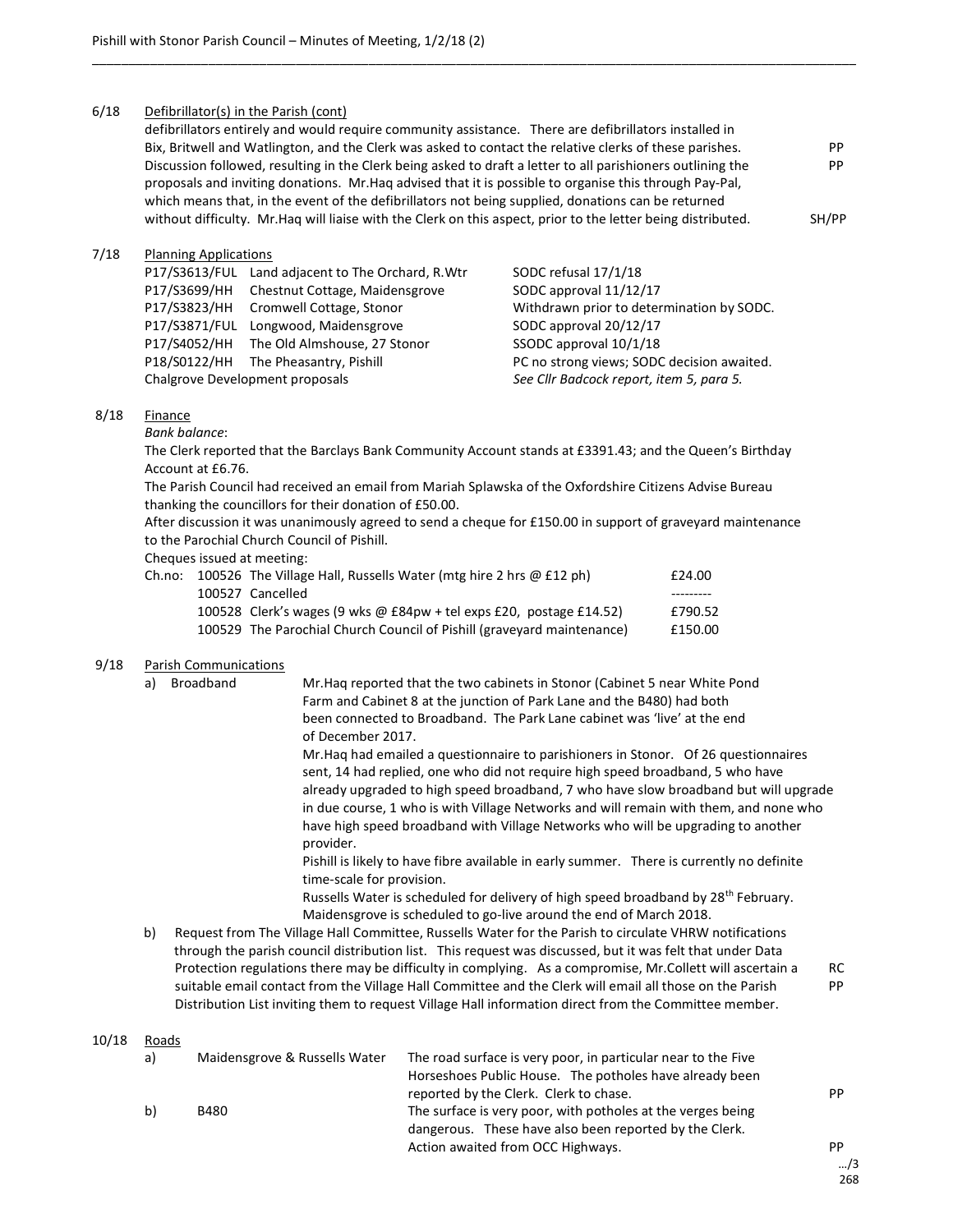6/18 Defibrillator(s) in the Parish (cont)

defibrillators entirely and would require community assistance. There are defibrillators installed in Bix, Britwell and Watlington, and the Clerk was asked to contact the relative clerks of these parishes. PP

Discussion followed, resulting in the Clerk being asked to draft a letter to all parishioners outlining the proposals and inviting donations. Mr.Haq advised that it is possible to organise this through Pay-Pal, which means that, in the event of the defibrillators not being supplied, donations can be returned without difficulty. Mr.Haq will liaise with the Clerk on this aspect, prior to the letter being distributed. PP SH/PP

7/18 Planning Applications

| | | |
|---|---|---|
| P17/S3613/FUL | Land adjacent to The Orchard, R.Wtr | SODC refusal 17/1/18 |
| P17/S3699/HH | Chestnut Cottage, Maidensgrove | SODC approval 11/12/17 |
| P17/S3823/HH | Cromwell Cottage, Stonor | Withdrawn prior to determination by SODC. |
| P17/S3871/FUL | Longwood, Maidensgrove | SODC approval 20/12/17 |
| P17/S4052/HH | The Old Almshouse, 27 Stonor | SSODC approval 10/1/18 |
| P18/S0122/HH | The Pheasantry, Pishill | PC no strong views; SODC decision awaited. |
| Chalgrove Development proposals | | *See Cllr Badcock report, item 5, para 5.* |

8/18 Finance

*Bank balance*:

The Clerk reported that the Barclays Bank Community Account stands at £3391.43; and the Queen's Birthday Account at £6.76.

The Parish Council had received an email from Mariah Splawska of the Oxfordshire Citizens Advise Bureau thanking the councillors for their donation of £50.00.

After discussion it was unanimously agreed to send a cheque for £150.00 in support of graveyard maintenance to the Parochial Church Council of Pishill.

Cheques issued at meeting:

| Ch.no: | | |
|---|---|---|
| 100526 | The Village Hall, Russells Water (mtg hire 2 hrs @ £12 ph) | £24.00 |
| 100527 | Cancelled | --------- |
| 100528 | Clerk's wages (9 wks @ £84pw + tel exps £20, postage £14.52) | £790.52 |
| 100529 | The Parochial Church Council of Pishill (graveyard maintenance) | £150.00 |

9/18 Parish Communications

a) Broadband

Mr.Haq reported that the two cabinets in Stonor (Cabinet 5 near White Pond Farm and Cabinet 8 at the junction of Park Lane and the B480) had both been connected to Broadband. The Park Lane cabinet was 'live' at the end of December 2017.

Mr.Haq had emailed a questionnaire to parishioners in Stonor. Of 26 questionnaires sent, 14 had replied, one who did not require high speed broadband, 5 who have already upgraded to high speed broadband, 7 who have slow broadband but will upgrade in due course, 1 who is with Village Networks and will remain with them, and none who have high speed broadband with Village Networks who will be upgrading to another provider.

Pishill is likely to have fibre available in early summer. There is currently no definite time-scale for provision.

Russells Water is scheduled for delivery of high speed broadband by 28th February.

Maidensgrove is scheduled to go-live around the end of March 2018.

b) Request from The Village Hall Committee, Russells Water for the Parish to circulate VHRW notifications through the parish council distribution list. This request was discussed, but it was felt that under Data Protection regulations there may be difficulty in complying. As a compromise, Mr.Collett will ascertain a suitable email contact from the Village Hall Committee and the Clerk will email all those on the Parish Distribution List inviting them to request Village Hall information direct from the Committee member. RC PP

10/18 Roads

a) Maidensgrove & Russells Water — The road surface is very poor, in particular near to the Five Horseshoes Public House. The potholes have already been reported by the Clerk. Clerk to chase. PP

b) B480 — The surface is very poor, with potholes at the verges being dangerous. These have also been reported by the Clerk. Action awaited from OCC Highways. PP

…/3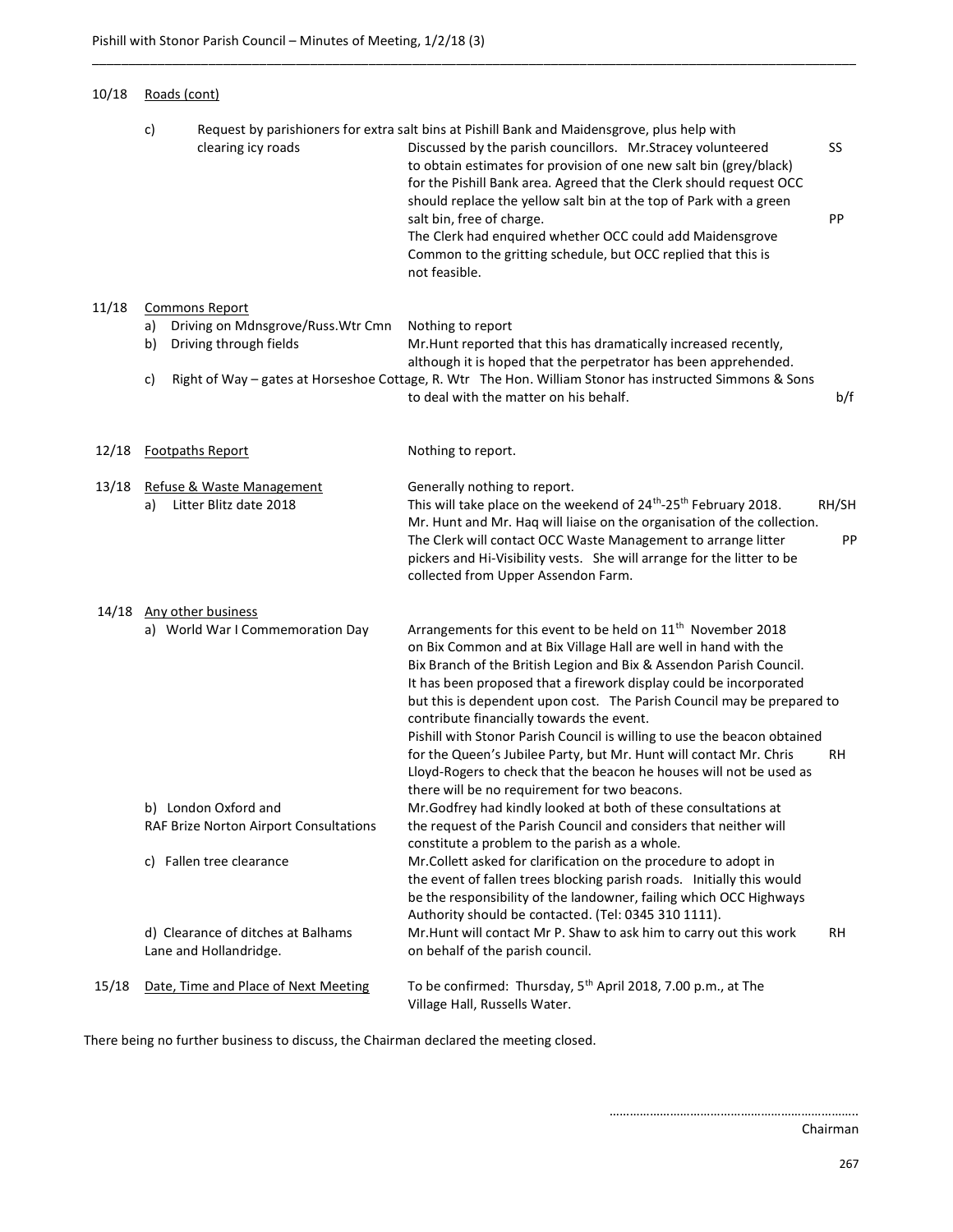| | | | |
|---|---|---|---|
| 10/18 | Roads (cont) | | |
| | c) Request by parishioners for extra salt bins at Pishill Bank and Maidensgrove, plus help with clearing icy roads | Discussed by the parish councillors. Mr.Stracey volunteered to obtain estimates for provision of one new salt bin (grey/black) for the Pishill Bank area. Agreed that the Clerk should request OCC should replace the yellow salt bin at the top of Park with a green salt bin, free of charge. | SS<br>PP |
| | | The Clerk had enquired whether OCC could add Maidensgrove Common to the gritting schedule, but OCC replied that this is not feasible. | |
| 11/18 | Commons Report | | |
| | a) Driving on Mdnsgrove/Russ.Wtr Cmn | Nothing to report | |
| | b) Driving through fields | Mr.Hunt reported that this has dramatically increased recently, although it is hoped that the perpetrator has been apprehended. | |
| | c) Right of Way – gates at Horseshoe Cottage, R. Wtr | The Hon. William Stonor has instructed Simmons & Sons to deal with the matter on his behalf. | b/f |
| 12/18 | Footpaths Report | Nothing to report. | |
| 13/18 | Refuse & Waste Management | Generally nothing to report. | |
| | a) Litter Blitz date 2018 | This will take place on the weekend of 24th-25th February 2018. Mr. Hunt and Mr. Haq will liaise on the organisation of the collection. | RH/SH |
| | | The Clerk will contact OCC Waste Management to arrange litter pickers and Hi-Visibility vests. She will arrange for the litter to be collected from Upper Assendon Farm. | PP |
| 14/18 | Any other business | | |
| | a) World War I Commemoration Day | Arrangements for this event to be held on 11th November 2018 on Bix Common and at Bix Village Hall are well in hand with the Bix Branch of the British Legion and Bix & Assendon Parish Council. It has been proposed that a firework display could be incorporated but this is dependent upon cost. The Parish Council may be prepared to contribute financially towards the event. | |
| | | Pishill with Stonor Parish Council is willing to use the beacon obtained for the Queen's Jubilee Party, but Mr. Hunt will contact Mr. Chris Lloyd-Rogers to check that the beacon he houses will not be used as there will be no requirement for two beacons. | RH |
| | b) London Oxford and RAF Brize Norton Airport Consultations | Mr.Godfrey had kindly looked at both of these consultations at the request of the Parish Council and considers that neither will constitute a problem to the parish as a whole. | |
| | c) Fallen tree clearance | Mr.Collett asked for clarification on the procedure to adopt in the event of fallen trees blocking parish roads. Initially this would be the responsibility of the landowner, failing which OCC Highways Authority should be contacted. (Tel: 0345 310 1111). | |
| | d) Clearance of ditches at Balhams Lane and Hollandridge. | Mr.Hunt will contact Mr P. Shaw to ask him to carry out this work on behalf of the parish council. | RH |
| 15/18 | Date, Time and Place of Next Meeting | To be confirmed: Thursday, 5th April 2018, 7.00 p.m., at The Village Hall, Russells Water. | |

There being no further business to discuss, the Chairman declared the meeting closed.

……………………………………………………………..
Chairman